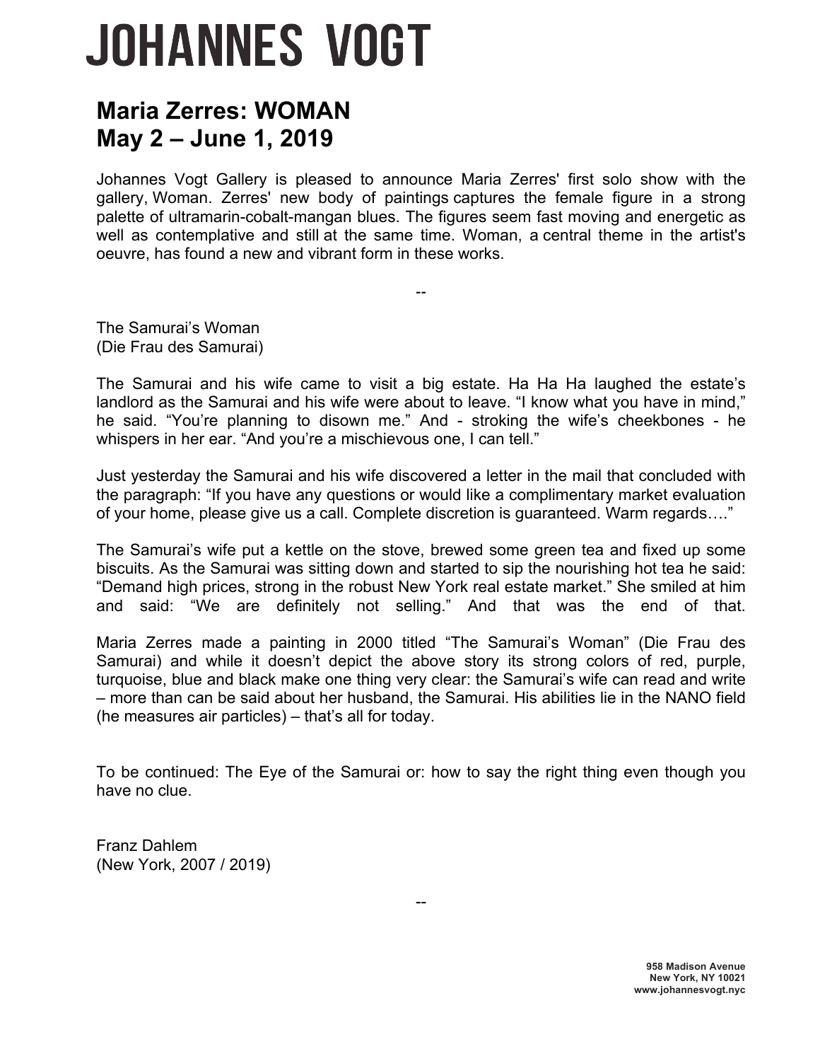# JOHANNES VOGT

## Maria Zerres: WOMAN
## May 2 – June 1, 2019

Johannes Vogt Gallery is pleased to announce Maria Zerres' first solo show with the gallery, Woman. Zerres' new body of paintings captures the female figure in a strong palette of ultramarin-cobalt-mangan blues. The figures seem fast moving and energetic as well as contemplative and still at the same time. Woman, a central theme in the artist's oeuvre, has found a new and vibrant form in these works.

--

The Samurai's Woman
(Die Frau des Samurai)

The Samurai and his wife came to visit a big estate. Ha Ha Ha laughed the estate's landlord as the Samurai and his wife were about to leave. "I know what you have in mind," he said. "You're planning to disown me." And - stroking the wife's cheekbones - he whispers in her ear. "And you're a mischievous one, I can tell."

Just yesterday the Samurai and his wife discovered a letter in the mail that concluded with the paragraph: "If you have any questions or would like a complimentary market evaluation of your home, please give us a call. Complete discretion is guaranteed. Warm regards…."

The Samurai's wife put a kettle on the stove, brewed some green tea and fixed up some biscuits. As the Samurai was sitting down and started to sip the nourishing hot tea he said: "Demand high prices, strong in the robust New York real estate market." She smiled at him and said: "We are definitely not selling." And that was the end of that.

Maria Zerres made a painting in 2000 titled "The Samurai's Woman" (Die Frau des Samurai) and while it doesn't depict the above story its strong colors of red, purple, turquoise, blue and black make one thing very clear: the Samurai's wife can read and write – more than can be said about her husband, the Samurai. His abilities lie in the NANO field (he measures air particles) – that's all for today.

To be continued: The Eye of the Samurai or: how to say the right thing even though you have no clue.

Franz Dahlem
(New York, 2007 / 2019)

--

**958 Madison Avenue**
**New York, NY 10021**
**www.johannesvogt.nyc**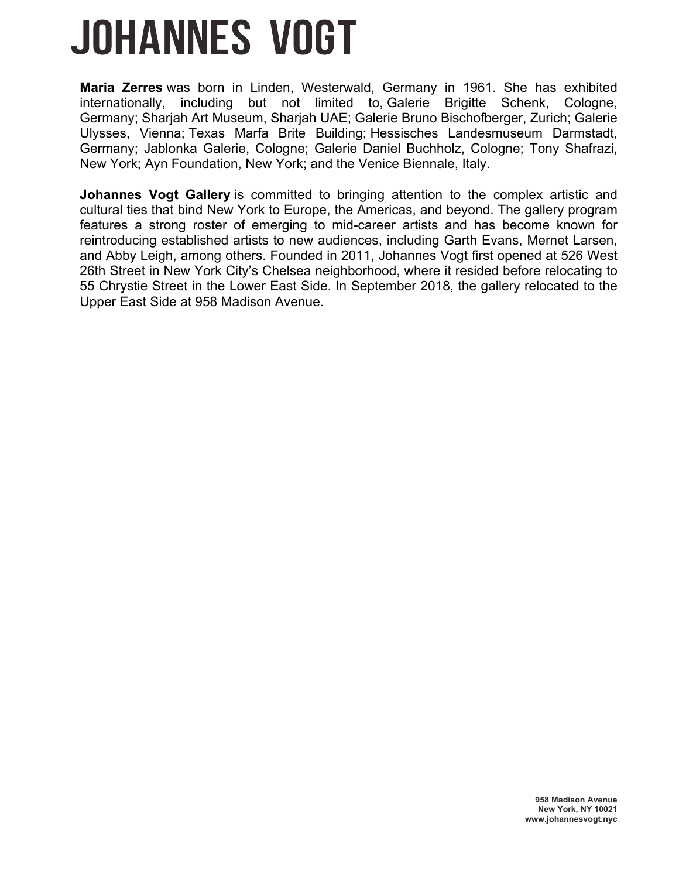**Maria Zerres** was born in Linden, Westerwald, Germany in 1961. She has exhibited internationally, including but not limited to, Galerie Brigitte Schenk, Cologne, Germany; Sharjah Art Museum, Sharjah UAE; Galerie Bruno Bischofberger, Zurich; Galerie Ulysses, Vienna; Texas Marfa Brite Building; Hessisches Landesmuseum Darmstadt, Germany; Jablonka Galerie, Cologne; Galerie Daniel Buchholz, Cologne; Tony Shafrazi, New York; Ayn Foundation, New York; and the Venice Biennale, Italy.

**Johannes Vogt Gallery** is committed to bringing attention to the complex artistic and cultural ties that bind New York to Europe, the Americas, and beyond. The gallery program features a strong roster of emerging to mid-career artists and has become known for reintroducing established artists to new audiences, including Garth Evans, Mernet Larsen, and Abby Leigh, among others. Founded in 2011, Johannes Vogt first opened at 526 West 26th Street in New York City's Chelsea neighborhood, where it resided before relocating to 55 Chrystie Street in the Lower East Side. In September 2018, the gallery relocated to the Upper East Side at 958 Madison Avenue.